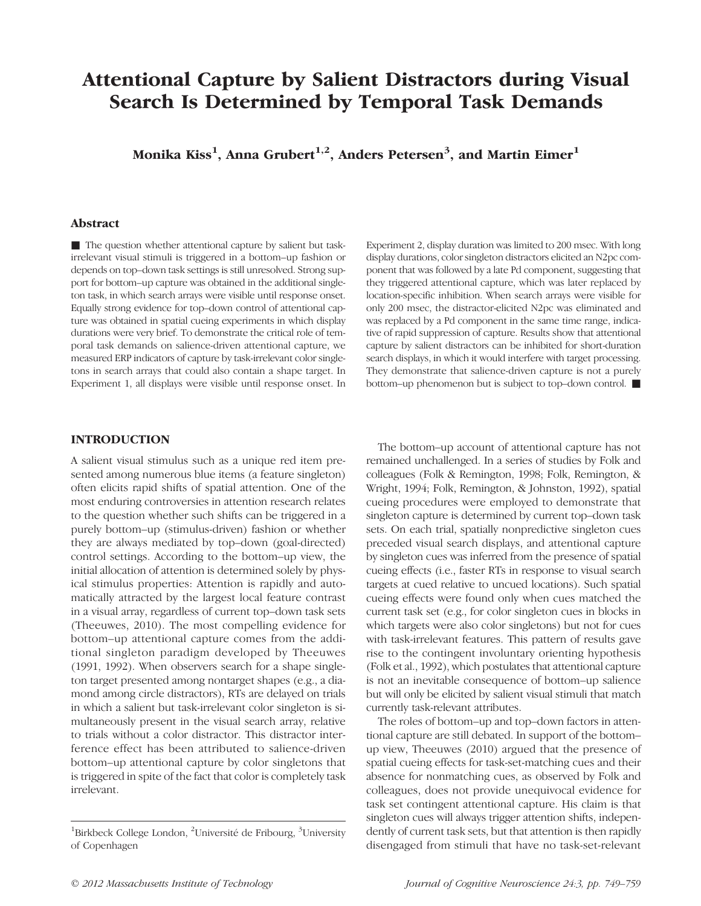# Attentional Capture by Salient Distractors during Visual Search Is Determined by Temporal Task Demands

**Monika Kiss[1], Anna Grubert[1,2], Anders Petersen[3], and Martin Eimer[1]**

## Abstract

■ The question whether attentional capture by salient but task-irrelevant visual stimuli is triggered in a bottom–up fashion or depends on top–down task settings is still unresolved. Strong support for bottom–up capture was obtained in the additional singleton task, in which search arrays were visible until response onset. Equally strong evidence for top–down control of attentional capture was obtained in spatial cueing experiments in which display durations were very brief. To demonstrate the critical role of temporal task demands on salience-driven attentional capture, we measured ERP indicators of capture by task-irrelevant color singletons in search arrays that could also contain a shape target. In Experiment 1, all displays were visible until response onset. In Experiment 2, display duration was limited to 200 msec. With long display durations, color singleton distractors elicited an N2pc component that was followed by a late Pd component, suggesting that they triggered attentional capture, which was later replaced by location-specific inhibition. When search arrays were visible for only 200 msec, the distractor-elicited N2pc was eliminated and was replaced by a Pd component in the same time range, indicative of rapid suppression of capture. Results show that attentional capture by salient distractors can be inhibited for short-duration search displays, in which it would interfere with target processing. They demonstrate that salience-driven capture is not a purely bottom–up phenomenon but is subject to top–down control. ■

## INTRODUCTION

A salient visual stimulus such as a unique red item presented among numerous blue items (a feature singleton) often elicits rapid shifts of spatial attention. One of the most enduring controversies in attention research relates to the question whether such shifts can be triggered in a purely bottom–up (stimulus-driven) fashion or whether they are always mediated by top–down (goal-directed) control settings. According to the bottom–up view, the initial allocation of attention is determined solely by physical stimulus properties: Attention is rapidly and automatically attracted by the largest local feature contrast in a visual array, regardless of current top–down task sets (Theeuwes, 2010). The most compelling evidence for bottom–up attentional capture comes from the additional singleton paradigm developed by Theeuwes (1991, 1992). When observers search for a shape singleton target presented among nontarget shapes (e.g., a diamond among circle distractors), RTs are delayed on trials in which a salient but task-irrelevant color singleton is simultaneously present in the visual search array, relative to trials without a color distractor. This distractor interference effect has been attributed to salience-driven bottom–up attentional capture by color singletons that is triggered in spite of the fact that color is completely task irrelevant.

The bottom–up account of attentional capture has not remained unchallenged. In a series of studies by Folk and colleagues (Folk & Remington, 1998; Folk, Remington, & Wright, 1994; Folk, Remington, & Johnston, 1992), spatial cueing procedures were employed to demonstrate that singleton capture is determined by current top–down task sets. On each trial, spatially nonpredictive singleton cues preceded visual search displays, and attentional capture by singleton cues was inferred from the presence of spatial cueing effects (i.e., faster RTs in response to visual search targets at cued relative to uncued locations). Such spatial cueing effects were found only when cues matched the current task set (e.g., for color singleton cues in blocks in which targets were also color singletons) but not for cues with task-irrelevant features. This pattern of results gave rise to the contingent involuntary orienting hypothesis (Folk et al., 1992), which postulates that attentional capture is not an inevitable consequence of bottom–up salience but will only be elicited by salient visual stimuli that match currently task-relevant attributes.

The roles of bottom–up and top–down factors in attentional capture are still debated. In support of the bottom–up view, Theeuwes (2010) argued that the presence of spatial cueing effects for task-set-matching cues and their absence for nonmatching cues, as observed by Folk and colleagues, does not provide unequivocal evidence for task set contingent attentional capture. His claim is that singleton cues will always trigger attention shifts, independently of current task sets, but that attention is then rapidly disengaged from stimuli that have no task-set-relevant

[1]Birkbeck College London, [2]Université de Fribourg, [3]University of Copenhagen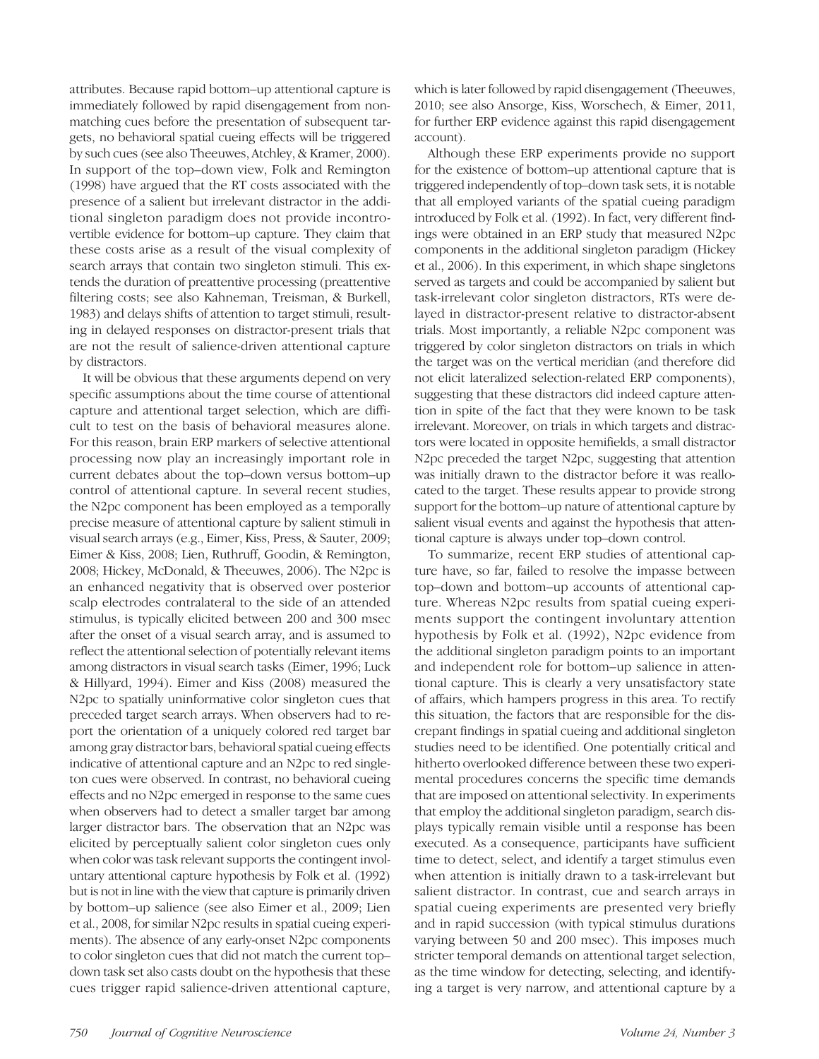attributes. Because rapid bottom–up attentional capture is immediately followed by rapid disengagement from nonmatching cues before the presentation of subsequent targets, no behavioral spatial cueing effects will be triggered by such cues (see also Theeuwes, Atchley, & Kramer, 2000). In support of the top–down view, Folk and Remington (1998) have argued that the RT costs associated with the presence of a salient but irrelevant distractor in the additional singleton paradigm does not provide incontrovertible evidence for bottom–up capture. They claim that these costs arise as a result of the visual complexity of search arrays that contain two singleton stimuli. This extends the duration of preattentive processing (preattentive filtering costs; see also Kahneman, Treisman, & Burkell, 1983) and delays shifts of attention to target stimuli, resulting in delayed responses on distractor-present trials that are not the result of salience-driven attentional capture by distractors.

It will be obvious that these arguments depend on very specific assumptions about the time course of attentional capture and attentional target selection, which are difficult to test on the basis of behavioral measures alone. For this reason, brain ERP markers of selective attentional processing now play an increasingly important role in current debates about the top–down versus bottom–up control of attentional capture. In several recent studies, the N2pc component has been employed as a temporally precise measure of attentional capture by salient stimuli in visual search arrays (e.g., Eimer, Kiss, Press, & Sauter, 2009; Eimer & Kiss, 2008; Lien, Ruthruff, Goodin, & Remington, 2008; Hickey, McDonald, & Theeuwes, 2006). The N2pc is an enhanced negativity that is observed over posterior scalp electrodes contralateral to the side of an attended stimulus, is typically elicited between 200 and 300 msec after the onset of a visual search array, and is assumed to reflect the attentional selection of potentially relevant items among distractors in visual search tasks (Eimer, 1996; Luck & Hillyard, 1994). Eimer and Kiss (2008) measured the N2pc to spatially uninformative color singleton cues that preceded target search arrays. When observers had to report the orientation of a uniquely colored red target bar among gray distractor bars, behavioral spatial cueing effects indicative of attentional capture and an N2pc to red singleton cues were observed. In contrast, no behavioral cueing effects and no N2pc emerged in response to the same cues when observers had to detect a smaller target bar among larger distractor bars. The observation that an N2pc was elicited by perceptually salient color singleton cues only when color was task relevant supports the contingent involuntary attentional capture hypothesis by Folk et al. (1992) but is not in line with the view that capture is primarily driven by bottom–up salience (see also Eimer et al., 2009; Lien et al., 2008, for similar N2pc results in spatial cueing experiments). The absence of any early-onset N2pc components to color singleton cues that did not match the current top–down task set also casts doubt on the hypothesis that these cues trigger rapid salience-driven attentional capture, which is later followed by rapid disengagement (Theeuwes, 2010; see also Ansorge, Kiss, Worschech, & Eimer, 2011, for further ERP evidence against this rapid disengagement account).

Although these ERP experiments provide no support for the existence of bottom–up attentional capture that is triggered independently of top–down task sets, it is notable that all employed variants of the spatial cueing paradigm introduced by Folk et al. (1992). In fact, very different findings were obtained in an ERP study that measured N2pc components in the additional singleton paradigm (Hickey et al., 2006). In this experiment, in which shape singletons served as targets and could be accompanied by salient but task-irrelevant color singleton distractors, RTs were delayed in distractor-present relative to distractor-absent trials. Most importantly, a reliable N2pc component was triggered by color singleton distractors on trials in which the target was on the vertical meridian (and therefore did not elicit lateralized selection-related ERP components), suggesting that these distractors did indeed capture attention in spite of the fact that they were known to be task irrelevant. Moreover, on trials in which targets and distractors were located in opposite hemifields, a small distractor N2pc preceded the target N2pc, suggesting that attention was initially drawn to the distractor before it was reallocated to the target. These results appear to provide strong support for the bottom–up nature of attentional capture by salient visual events and against the hypothesis that attentional capture is always under top–down control.

To summarize, recent ERP studies of attentional capture have, so far, failed to resolve the impasse between top–down and bottom–up accounts of attentional capture. Whereas N2pc results from spatial cueing experiments support the contingent involuntary attention hypothesis by Folk et al. (1992), N2pc evidence from the additional singleton paradigm points to an important and independent role for bottom–up salience in attentional capture. This is clearly a very unsatisfactory state of affairs, which hampers progress in this area. To rectify this situation, the factors that are responsible for the discrepant findings in spatial cueing and additional singleton studies need to be identified. One potentially critical and hitherto overlooked difference between these two experimental procedures concerns the specific time demands that are imposed on attentional selectivity. In experiments that employ the additional singleton paradigm, search displays typically remain visible until a response has been executed. As a consequence, participants have sufficient time to detect, select, and identify a target stimulus even when attention is initially drawn to a task-irrelevant but salient distractor. In contrast, cue and search arrays in spatial cueing experiments are presented very briefly and in rapid succession (with typical stimulus durations varying between 50 and 200 msec). This imposes much stricter temporal demands on attentional target selection, as the time window for detecting, selecting, and identifying a target is very narrow, and attentional capture by a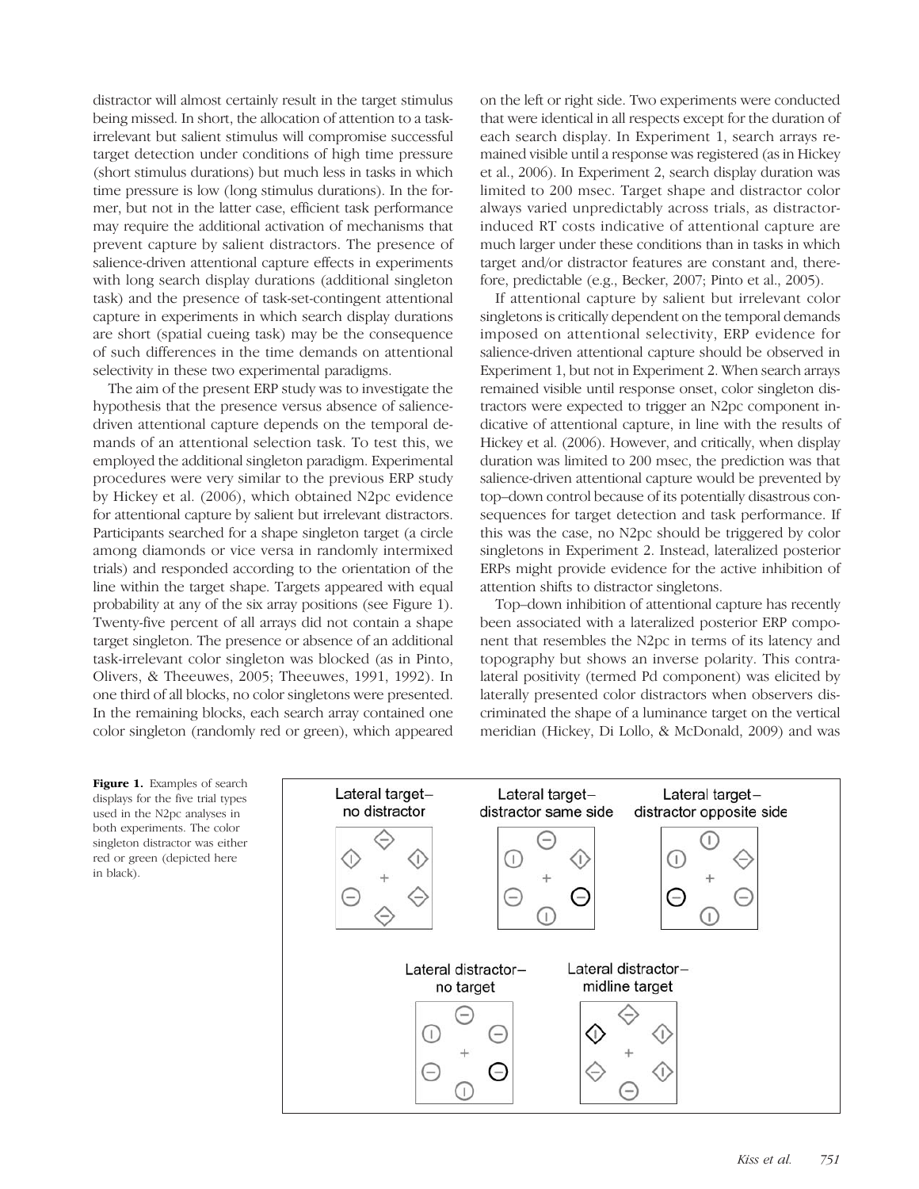distractor will almost certainly result in the target stimulus being missed. In short, the allocation of attention to a task-irrelevant but salient stimulus will compromise successful target detection under conditions of high time pressure (short stimulus durations) but much less in tasks in which time pressure is low (long stimulus durations). In the former, but not in the latter case, efficient task performance may require the additional activation of mechanisms that prevent capture by salient distractors. The presence of salience-driven attentional capture effects in experiments with long search display durations (additional singleton task) and the presence of task-set-contingent attentional capture in experiments in which search display durations are short (spatial cueing task) may be the consequence of such differences in the time demands on attentional selectivity in these two experimental paradigms.

The aim of the present ERP study was to investigate the hypothesis that the presence versus absence of salience-driven attentional capture depends on the temporal demands of an attentional selection task. To test this, we employed the additional singleton paradigm. Experimental procedures were very similar to the previous ERP study by Hickey et al. (2006), which obtained N2pc evidence for attentional capture by salient but irrelevant distractors. Participants searched for a shape singleton target (a circle among diamonds or vice versa in randomly intermixed trials) and responded according to the orientation of the line within the target shape. Targets appeared with equal probability at any of the six array positions (see Figure 1). Twenty-five percent of all arrays did not contain a shape target singleton. The presence or absence of an additional task-irrelevant color singleton was blocked (as in Pinto, Olivers, & Theeuwes, 2005; Theeuwes, 1991, 1992). In one third of all blocks, no color singletons were presented. In the remaining blocks, each search array contained one color singleton (randomly red or green), which appeared on the left or right side. Two experiments were conducted that were identical in all respects except for the duration of each search display. In Experiment 1, search arrays remained visible until a response was registered (as in Hickey et al., 2006). In Experiment 2, search display duration was limited to 200 msec. Target shape and distractor color always varied unpredictably across trials, as distractor-induced RT costs indicative of attentional capture are much larger under these conditions than in tasks in which target and/or distractor features are constant and, therefore, predictable (e.g., Becker, 2007; Pinto et al., 2005).

If attentional capture by salient but irrelevant color singletons is critically dependent on the temporal demands imposed on attentional selectivity, ERP evidence for salience-driven attentional capture should be observed in Experiment 1, but not in Experiment 2. When search arrays remained visible until response onset, color singleton distractors were expected to trigger an N2pc component indicative of attentional capture, in line with the results of Hickey et al. (2006). However, and critically, when display duration was limited to 200 msec, the prediction was that salience-driven attentional capture would be prevented by top–down control because of its potentially disastrous consequences for target detection and task performance. If this was the case, no N2pc should be triggered by color singletons in Experiment 2. Instead, lateralized posterior ERPs might provide evidence for the active inhibition of attention shifts to distractor singletons.

Top–down inhibition of attentional capture has recently been associated with a lateralized posterior ERP component that resembles the N2pc in terms of its latency and topography but shows an inverse polarity. This contralateral positivity (termed Pd component) was elicited by laterally presented color distractors when observers discriminated the shape of a luminance target on the vertical meridian (Hickey, Di Lollo, & McDonald, 2009) and was

**Figure 1.** Examples of search displays for the five trial types used in the N2pc analyses in both experiments. The color singleton distractor was either red or green (depicted here in black).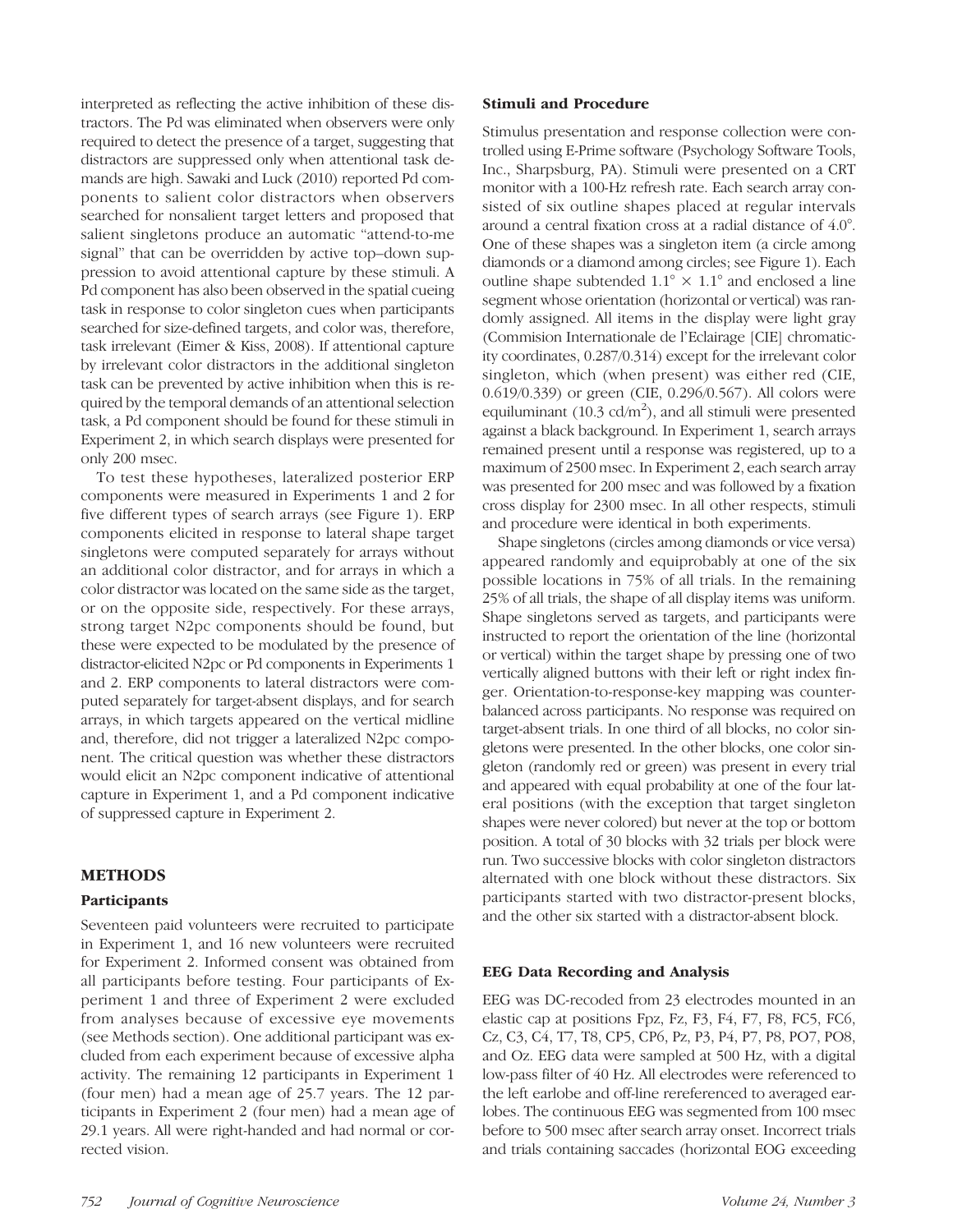interpreted as reflecting the active inhibition of these distractors. The Pd was eliminated when observers were only required to detect the presence of a target, suggesting that distractors are suppressed only when attentional task demands are high. Sawaki and Luck (2010) reported Pd components to salient color distractors when observers searched for nonsalient target letters and proposed that salient singletons produce an automatic "attend-to-me signal" that can be overridden by active top–down suppression to avoid attentional capture by these stimuli. A Pd component has also been observed in the spatial cueing task in response to color singleton cues when participants searched for size-defined targets, and color was, therefore, task irrelevant (Eimer & Kiss, 2008). If attentional capture by irrelevant color distractors in the additional singleton task can be prevented by active inhibition when this is required by the temporal demands of an attentional selection task, a Pd component should be found for these stimuli in Experiment 2, in which search displays were presented for only 200 msec.

To test these hypotheses, lateralized posterior ERP components were measured in Experiments 1 and 2 for five different types of search arrays (see Figure 1). ERP components elicited in response to lateral shape target singletons were computed separately for arrays without an additional color distractor, and for arrays in which a color distractor was located on the same side as the target, or on the opposite side, respectively. For these arrays, strong target N2pc components should be found, but these were expected to be modulated by the presence of distractor-elicited N2pc or Pd components in Experiments 1 and 2. ERP components to lateral distractors were computed separately for target-absent displays, and for search arrays, in which targets appeared on the vertical midline and, therefore, did not trigger a lateralized N2pc component. The critical question was whether these distractors would elicit an N2pc component indicative of attentional capture in Experiment 1, and a Pd component indicative of suppressed capture in Experiment 2.

## METHODS

### Participants

Seventeen paid volunteers were recruited to participate in Experiment 1, and 16 new volunteers were recruited for Experiment 2. Informed consent was obtained from all participants before testing. Four participants of Experiment 1 and three of Experiment 2 were excluded from analyses because of excessive eye movements (see Methods section). One additional participant was excluded from each experiment because of excessive alpha activity. The remaining 12 participants in Experiment 1 (four men) had a mean age of 25.7 years. The 12 participants in Experiment 2 (four men) had a mean age of 29.1 years. All were right-handed and had normal or corrected vision.

### Stimuli and Procedure

Stimulus presentation and response collection were controlled using E-Prime software (Psychology Software Tools, Inc., Sharpsburg, PA). Stimuli were presented on a CRT monitor with a 100-Hz refresh rate. Each search array consisted of six outline shapes placed at regular intervals around a central fixation cross at a radial distance of 4.0°. One of these shapes was a singleton item (a circle among diamonds or a diamond among circles; see Figure 1). Each outline shape subtended $1.1° \times 1.1°$ and enclosed a line segment whose orientation (horizontal or vertical) was randomly assigned. All items in the display were light gray (Commision Internationale de l'Eclairage [CIE] chromaticity coordinates, 0.287/0.314) except for the irrelevant color singleton, which (when present) was either red (CIE, 0.619/0.339) or green (CIE, 0.296/0.567). All colors were equiluminant (10.3 cd/m$^2$), and all stimuli were presented against a black background. In Experiment 1, search arrays remained present until a response was registered, up to a maximum of 2500 msec. In Experiment 2, each search array was presented for 200 msec and was followed by a fixation cross display for 2300 msec. In all other respects, stimuli and procedure were identical in both experiments.

Shape singletons (circles among diamonds or vice versa) appeared randomly and equiprobably at one of the six possible locations in 75% of all trials. In the remaining 25% of all trials, the shape of all display items was uniform. Shape singletons served as targets, and participants were instructed to report the orientation of the line (horizontal or vertical) within the target shape by pressing one of two vertically aligned buttons with their left or right index finger. Orientation-to-response-key mapping was counterbalanced across participants. No response was required on target-absent trials. In one third of all blocks, no color singletons were presented. In the other blocks, one color singleton (randomly red or green) was present in every trial and appeared with equal probability at one of the four lateral positions (with the exception that target singleton shapes were never colored) but never at the top or bottom position. A total of 30 blocks with 32 trials per block were run. Two successive blocks with color singleton distractors alternated with one block without these distractors. Six participants started with two distractor-present blocks, and the other six started with a distractor-absent block.

### EEG Data Recording and Analysis

EEG was DC-recoded from 23 electrodes mounted in an elastic cap at positions Fpz, Fz, F3, F4, F7, F8, FC5, FC6, Cz, C3, C4, T7, T8, CP5, CP6, Pz, P3, P4, P7, P8, PO7, PO8, and Oz. EEG data were sampled at 500 Hz, with a digital low-pass filter of 40 Hz. All electrodes were referenced to the left earlobe and off-line rereferenced to averaged earlobes. The continuous EEG was segmented from 100 msec before to 500 msec after search array onset. Incorrect trials and trials containing saccades (horizontal EOG exceeding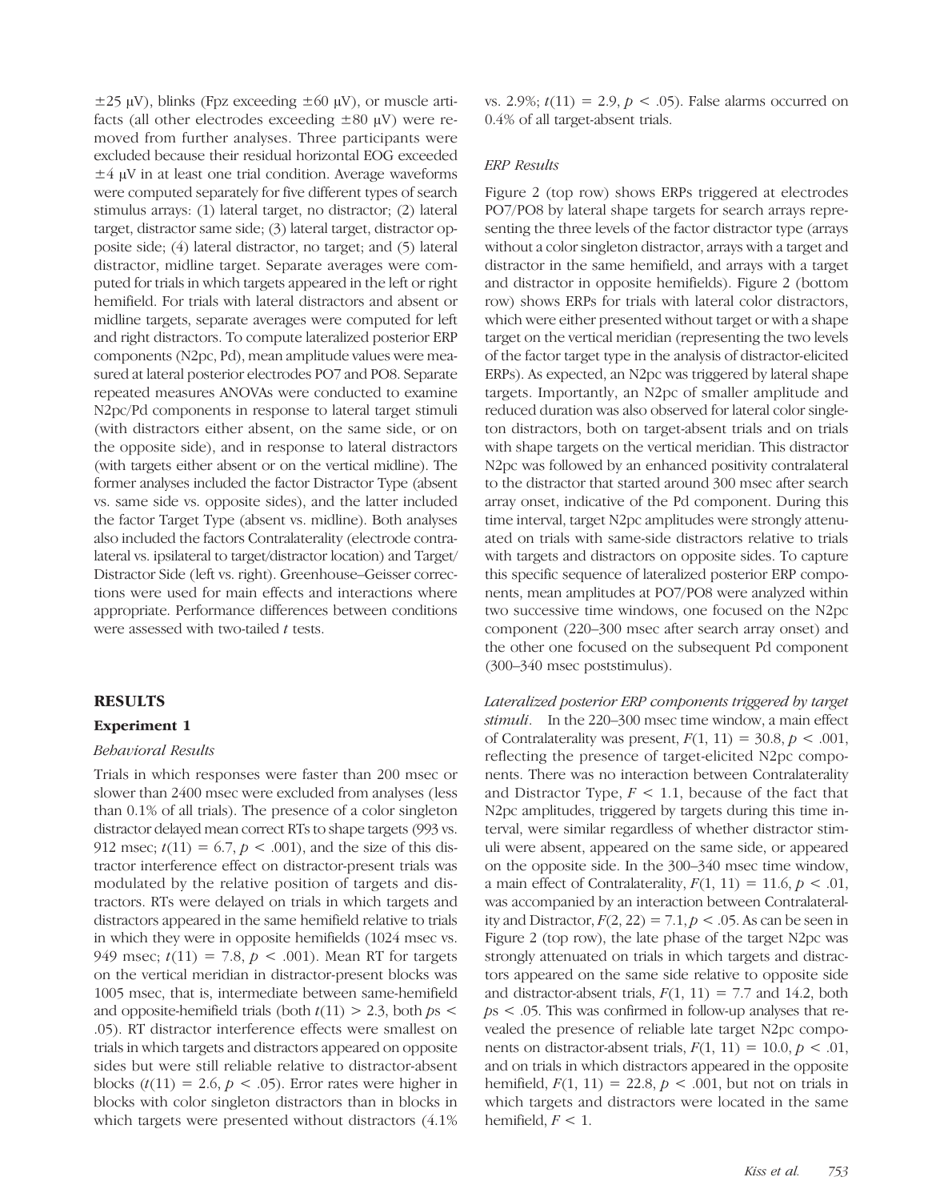$\pm 25$ μV), blinks (Fpz exceeding $\pm 60$ μV), or muscle artifacts (all other electrodes exceeding $\pm 80$ μV) were removed from further analyses. Three participants were excluded because their residual horizontal EOG exceeded $\pm 4$ μV in at least one trial condition. Average waveforms were computed separately for five different types of search stimulus arrays: (1) lateral target, no distractor; (2) lateral target, distractor same side; (3) lateral target, distractor opposite side; (4) lateral distractor, no target; and (5) lateral distractor, midline target. Separate averages were computed for trials in which targets appeared in the left or right hemifield. For trials with lateral distractors and absent or midline targets, separate averages were computed for left and right distractors. To compute lateralized posterior ERP components (N2pc, Pd), mean amplitude values were measured at lateral posterior electrodes PO7 and PO8. Separate repeated measures ANOVAs were conducted to examine N2pc/Pd components in response to lateral target stimuli (with distractors either absent, on the same side, or on the opposite side), and in response to lateral distractors (with targets either absent or on the vertical midline). The former analyses included the factor Distractor Type (absent vs. same side vs. opposite sides), and the latter included the factor Target Type (absent vs. midline). Both analyses also included the factors Contralaterality (electrode contralateral vs. ipsilateral to target/distractor location) and Target/Distractor Side (left vs. right). Greenhouse–Geisser corrections were used for main effects and interactions where appropriate. Performance differences between conditions were assessed with two-tailed $t$ tests.

## RESULTS

### Experiment 1

#### *Behavioral Results*

Trials in which responses were faster than 200 msec or slower than 2400 msec were excluded from analyses (less than 0.1% of all trials). The presence of a color singleton distractor delayed mean correct RTs to shape targets (993 vs. 912 msec; $t(11) = 6.7$, $p < .001$), and the size of this distractor interference effect on distractor-present trials was modulated by the relative position of targets and distractors. RTs were delayed on trials in which targets and distractors appeared in the same hemifield relative to trials in which they were in opposite hemifields (1024 msec vs. 949 msec; $t(11) = 7.8$, $p < .001$). Mean RT for targets on the vertical meridian in distractor-present blocks was 1005 msec, that is, intermediate between same-hemifield and opposite-hemifield trials (both $t(11) > 2.3$, both $ps < .05$). RT distractor interference effects were smallest on trials in which targets and distractors appeared on opposite sides but were still reliable relative to distractor-absent blocks ($t(11) = 2.6$, $p < .05$). Error rates were higher in blocks with color singleton distractors than in blocks in which targets were presented without distractors (4.1% vs. 2.9%; $t(11) = 2.9$, $p < .05$). False alarms occurred on 0.4% of all target-absent trials.

#### *ERP Results*

Figure 2 (top row) shows ERPs triggered at electrodes PO7/PO8 by lateral shape targets for search arrays representing the three levels of the factor distractor type (arrays without a color singleton distractor, arrays with a target and distractor in the same hemifield, and arrays with a target and distractor in opposite hemifields). Figure 2 (bottom row) shows ERPs for trials with lateral color distractors, which were either presented without target or with a shape target on the vertical meridian (representing the two levels of the factor target type in the analysis of distractor-elicited ERPs). As expected, an N2pc was triggered by lateral shape targets. Importantly, an N2pc of smaller amplitude and reduced duration was also observed for lateral color singleton distractors, both on target-absent trials and on trials with shape targets on the vertical meridian. This distractor N2pc was followed by an enhanced positivity contralateral to the distractor that started around 300 msec after search array onset, indicative of the Pd component. During this time interval, target N2pc amplitudes were strongly attenuated on trials with same-side distractors relative to trials with targets and distractors on opposite sides. To capture this specific sequence of lateralized posterior ERP components, mean amplitudes at PO7/PO8 were analyzed within two successive time windows, one focused on the N2pc component (220–300 msec after search array onset) and the other one focused on the subsequent Pd component (300–340 msec poststimulus).

*Lateralized posterior ERP components triggered by target stimuli*. In the 220–300 msec time window, a main effect of Contralaterality was present, $F(1, 11) = 30.8$, $p < .001$, reflecting the presence of target-elicited N2pc components. There was no interaction between Contralaterality and Distractor Type, $F < 1.1$, because of the fact that N2pc amplitudes, triggered by targets during this time interval, were similar regardless of whether distractor stimuli were absent, appeared on the same side, or appeared on the opposite side. In the 300–340 msec time window, a main effect of Contralaterality, $F(1, 11) = 11.6$, $p < .01$, was accompanied by an interaction between Contralaterality and Distractor, $F(2, 22) = 7.1$, $p < .05$. As can be seen in Figure 2 (top row), the late phase of the target N2pc was strongly attenuated on trials in which targets and distractors appeared on the same side relative to opposite side and distractor-absent trials, $F(1, 11) = 7.7$ and 14.2, both $ps < .05$. This was confirmed in follow-up analyses that revealed the presence of reliable late target N2pc components on distractor-absent trials, $F(1, 11) = 10.0$, $p < .01$, and on trials in which distractors appeared in the opposite hemifield, $F(1, 11) = 22.8$, $p < .001$, but not on trials in which targets and distractors were located in the same hemifield, $F < 1$.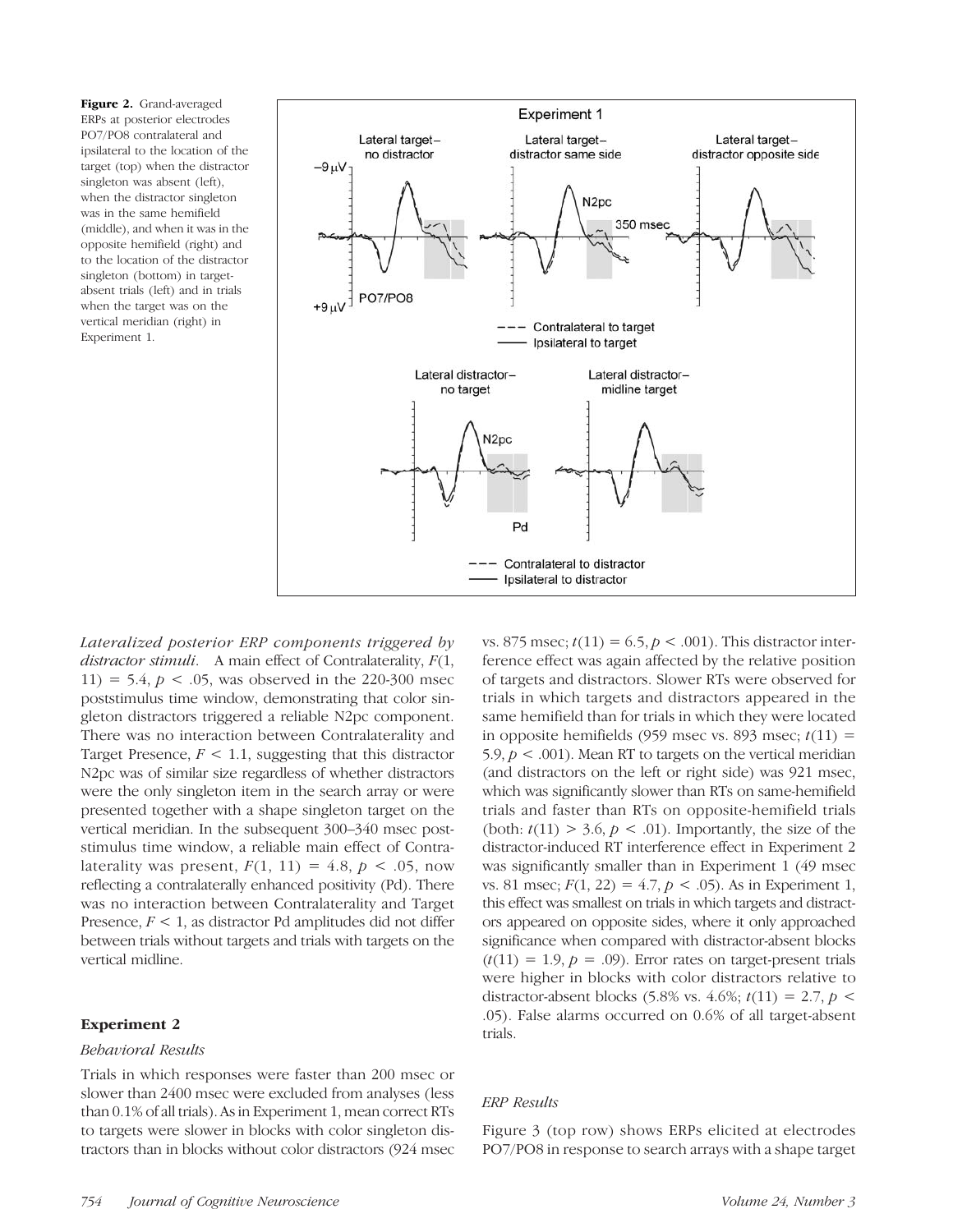**Figure 2.** Grand-averaged ERPs at posterior electrodes PO7/PO8 contralateral and ipsilateral to the location of the target (top) when the distractor singleton was absent (left), when the distractor singleton was in the same hemifield (middle), and when it was in the opposite hemifield (right) and to the location of the distractor singleton (bottom) in target-absent trials (left) and in trials when the target was on the vertical meridian (right) in Experiment 1.

*Lateralized posterior ERP components triggered by distractor stimuli.* A main effect of Contralaterality, $F(1, 11) = 5.4$, $p < .05$, was observed in the 220-300 msec poststimulus time window, demonstrating that color singleton distractors triggered a reliable N2pc component. There was no interaction between Contralaterality and Target Presence, $F < 1.1$, suggesting that this distractor N2pc was of similar size regardless of whether distractors were the only singleton item in the search array or were presented together with a shape singleton target on the vertical meridian. In the subsequent 300–340 msec poststimulus time window, a reliable main effect of Contralaterality was present, $F(1, 11) = 4.8$, $p < .05$, now reflecting a contralaterally enhanced positivity (Pd). There was no interaction between Contralaterality and Target Presence, $F < 1$, as distractor Pd amplitudes did not differ between trials without targets and trials with targets on the vertical midline.

## Experiment 2

### *Behavioral Results*

Trials in which responses were faster than 200 msec or slower than 2400 msec were excluded from analyses (less than 0.1% of all trials). As in Experiment 1, mean correct RTs to targets were slower in blocks with color singleton distractors than in blocks without color distractors (924 msec vs. 875 msec; $t(11) = 6.5$, $p < .001$). This distractor interference effect was again affected by the relative position of targets and distractors. Slower RTs were observed for trials in which targets and distractors appeared in the same hemifield than for trials in which they were located in opposite hemifields (959 msec vs. 893 msec; $t(11) = 5.9$, $p < .001$). Mean RT to targets on the vertical meridian (and distractors on the left or right side) was 921 msec, which was significantly slower than RTs on same-hemifield trials and faster than RTs on opposite-hemifield trials (both: $t(11) > 3.6$, $p < .01$). Importantly, the size of the distractor-induced RT interference effect in Experiment 2 was significantly smaller than in Experiment 1 (49 msec vs. 81 msec; $F(1, 22) = 4.7$, $p < .05$). As in Experiment 1, this effect was smallest on trials in which targets and distractors appeared on opposite sides, where it only approached significance when compared with distractor-absent blocks ($t(11) = 1.9$, $p = .09$). Error rates on target-present trials were higher in blocks with color distractors relative to distractor-absent blocks (5.8% vs. 4.6%; $t(11) = 2.7$, $p < .05$). False alarms occurred on 0.6% of all target-absent trials.

### *ERP Results*

Figure 3 (top row) shows ERPs elicited at electrodes PO7/PO8 in response to search arrays with a shape target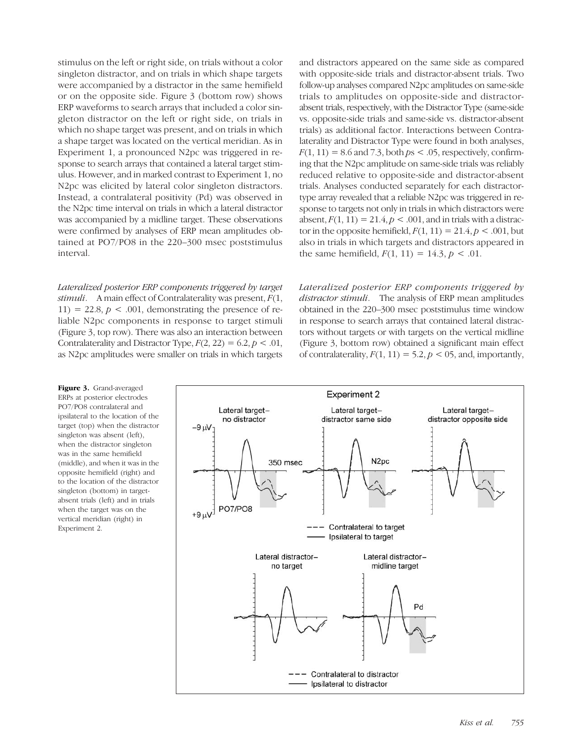stimulus on the left or right side, on trials without a color singleton distractor, and on trials in which shape targets were accompanied by a distractor in the same hemifield or on the opposite side. Figure 3 (bottom row) shows ERP waveforms to search arrays that included a color singleton distractor on the left or right side, on trials in which no shape target was present, and on trials in which a shape target was located on the vertical meridian. As in Experiment 1, a pronounced N2pc was triggered in response to search arrays that contained a lateral target stimulus. However, and in marked contrast to Experiment 1, no N2pc was elicited by lateral color singleton distractors. Instead, a contralateral positivity (Pd) was observed in the N2pc time interval on trials in which a lateral distractor was accompanied by a midline target. These observations were confirmed by analyses of ERP mean amplitudes obtained at PO7/PO8 in the 220–300 msec poststimulus interval.

*Lateralized posterior ERP components triggered by target stimuli.* A main effect of Contralaterality was present, $F(1, 11) = 22.8$, $p < .001$, demonstrating the presence of reliable N2pc components in response to target stimuli (Figure 3, top row). There was also an interaction between Contralaterality and Distractor Type, $F(2, 22) = 6.2$, $p < .01$, as N2pc amplitudes were smaller on trials in which targets and distractors appeared on the same side as compared with opposite-side trials and distractor-absent trials. Two follow-up analyses compared N2pc amplitudes on same-side trials to amplitudes on opposite-side and distractor-absent trials, respectively, with the Distractor Type (same-side vs. opposite-side trials and same-side vs. distractor-absent trials) as additional factor. Interactions between Contralaterality and Distractor Type were found in both analyses, $F(1, 11) = 8.6$ and $7.3$, both $ps < .05$, respectively, confirming that the N2pc amplitude on same-side trials was reliably reduced relative to opposite-side and distractor-absent trials. Analyses conducted separately for each distractor-type array revealed that a reliable N2pc was triggered in response to targets not only in trials in which distractors were absent, $F(1, 11) = 21.4$, $p < .001$, and in trials with a distractor in the opposite hemifield, $F(1, 11) = 21.4$, $p < .001$, but also in trials in which targets and distractors appeared in the same hemifield, $F(1, 11) = 14.3$, $p < .01$.

*Lateralized posterior ERP components triggered by distractor stimuli.* The analysis of ERP mean amplitudes obtained in the 220–300 msec poststimulus time window in response to search arrays that contained lateral distractors without targets or with targets on the vertical midline (Figure 3, bottom row) obtained a significant main effect of contralaterality, $F(1, 11) = 5.2$, $p < 05$, and, importantly,

**Figure 3.** Grand-averaged ERPs at posterior electrodes PO7/PO8 contralateral and ipsilateral to the location of the target (top) when the distractor singleton was absent (left), when the distractor singleton was in the same hemifield (middle), and when it was in the opposite hemifield (right) and to the location of the distractor singleton (bottom) in target-absent trials (left) and in trials when the target was on the vertical meridian (right) in Experiment 2.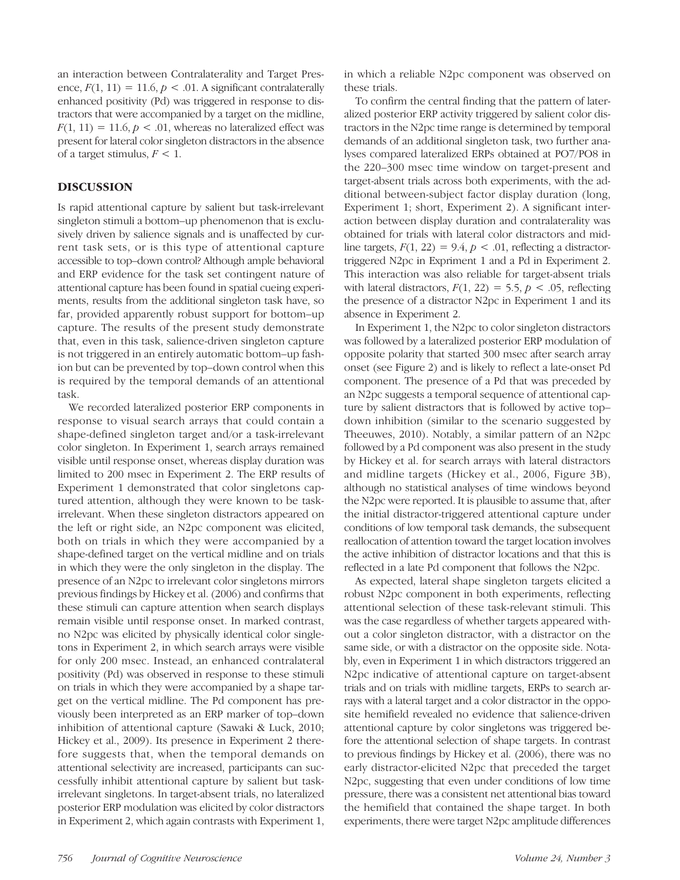an interaction between Contralaterality and Target Presence, $F(1, 11) = 11.6$, $p < .01$. A significant contralaterally enhanced positivity (Pd) was triggered in response to distractors that were accompanied by a target on the midline, $F(1, 11) = 11.6$, $p < .01$, whereas no lateralized effect was present for lateral color singleton distractors in the absence of a target stimulus, $F < 1$.

## DISCUSSION

Is rapid attentional capture by salient but task-irrelevant singleton stimuli a bottom–up phenomenon that is exclusively driven by salience signals and is unaffected by current task sets, or is this type of attentional capture accessible to top–down control? Although ample behavioral and ERP evidence for the task set contingent nature of attentional capture has been found in spatial cueing experiments, results from the additional singleton task have, so far, provided apparently robust support for bottom–up capture. The results of the present study demonstrate that, even in this task, salience-driven singleton capture is not triggered in an entirely automatic bottom–up fashion but can be prevented by top–down control when this is required by the temporal demands of an attentional task.

We recorded lateralized posterior ERP components in response to visual search arrays that could contain a shape-defined singleton target and/or a task-irrelevant color singleton. In Experiment 1, search arrays remained visible until response onset, whereas display duration was limited to 200 msec in Experiment 2. The ERP results of Experiment 1 demonstrated that color singletons captured attention, although they were known to be task-irrelevant. When these singleton distractors appeared on the left or right side, an N2pc component was elicited, both on trials in which they were accompanied by a shape-defined target on the vertical midline and on trials in which they were the only singleton in the display. The presence of an N2pc to irrelevant color singletons mirrors previous findings by Hickey et al. (2006) and confirms that these stimuli can capture attention when search displays remain visible until response onset. In marked contrast, no N2pc was elicited by physically identical color singletons in Experiment 2, in which search arrays were visible for only 200 msec. Instead, an enhanced contralateral positivity (Pd) was observed in response to these stimuli on trials in which they were accompanied by a shape target on the vertical midline. The Pd component has previously been interpreted as an ERP marker of top–down inhibition of attentional capture (Sawaki & Luck, 2010; Hickey et al., 2009). Its presence in Experiment 2 therefore suggests that, when the temporal demands on attentional selectivity are increased, participants can successfully inhibit attentional capture by salient but task-irrelevant singletons. In target-absent trials, no lateralized posterior ERP modulation was elicited by color distractors in Experiment 2, which again contrasts with Experiment 1, in which a reliable N2pc component was observed on these trials.

To confirm the central finding that the pattern of lateralized posterior ERP activity triggered by salient color distractors in the N2pc time range is determined by temporal demands of an additional singleton task, two further analyses compared lateralized ERPs obtained at PO7/PO8 in the 220–300 msec time window on target-present and target-absent trials across both experiments, with the additional between-subject factor display duration (long, Experiment 1; short, Experiment 2). A significant interaction between display duration and contralaterality was obtained for trials with lateral color distractors and midline targets, $F(1, 22) = 9.4$, $p < .01$, reflecting a distractor-triggered N2pc in Expriment 1 and a Pd in Experiment 2. This interaction was also reliable for target-absent trials with lateral distractors, $F(1, 22) = 5.5$, $p < .05$, reflecting the presence of a distractor N2pc in Experiment 1 and its absence in Experiment 2.

In Experiment 1, the N2pc to color singleton distractors was followed by a lateralized posterior ERP modulation of opposite polarity that started 300 msec after search array onset (see Figure 2) and is likely to reflect a late-onset Pd component. The presence of a Pd that was preceded by an N2pc suggests a temporal sequence of attentional capture by salient distractors that is followed by active top–down inhibition (similar to the scenario suggested by Theeuwes, 2010). Notably, a similar pattern of an N2pc followed by a Pd component was also present in the study by Hickey et al. for search arrays with lateral distractors and midline targets (Hickey et al., 2006, Figure 3B), although no statistical analyses of time windows beyond the N2pc were reported. It is plausible to assume that, after the initial distractor-triggered attentional capture under conditions of low temporal task demands, the subsequent reallocation of attention toward the target location involves the active inhibition of distractor locations and that this is reflected in a late Pd component that follows the N2pc.

As expected, lateral shape singleton targets elicited a robust N2pc component in both experiments, reflecting attentional selection of these task-relevant stimuli. This was the case regardless of whether targets appeared without a color singleton distractor, with a distractor on the same side, or with a distractor on the opposite side. Notably, even in Experiment 1 in which distractors triggered an N2pc indicative of attentional capture on target-absent trials and on trials with midline targets, ERPs to search arrays with a lateral target and a color distractor in the opposite hemifield revealed no evidence that salience-driven attentional capture by color singletons was triggered before the attentional selection of shape targets. In contrast to previous findings by Hickey et al. (2006), there was no early distractor-elicited N2pc that preceded the target N2pc, suggesting that even under conditions of low time pressure, there was a consistent net attentional bias toward the hemifield that contained the shape target. In both experiments, there were target N2pc amplitude differences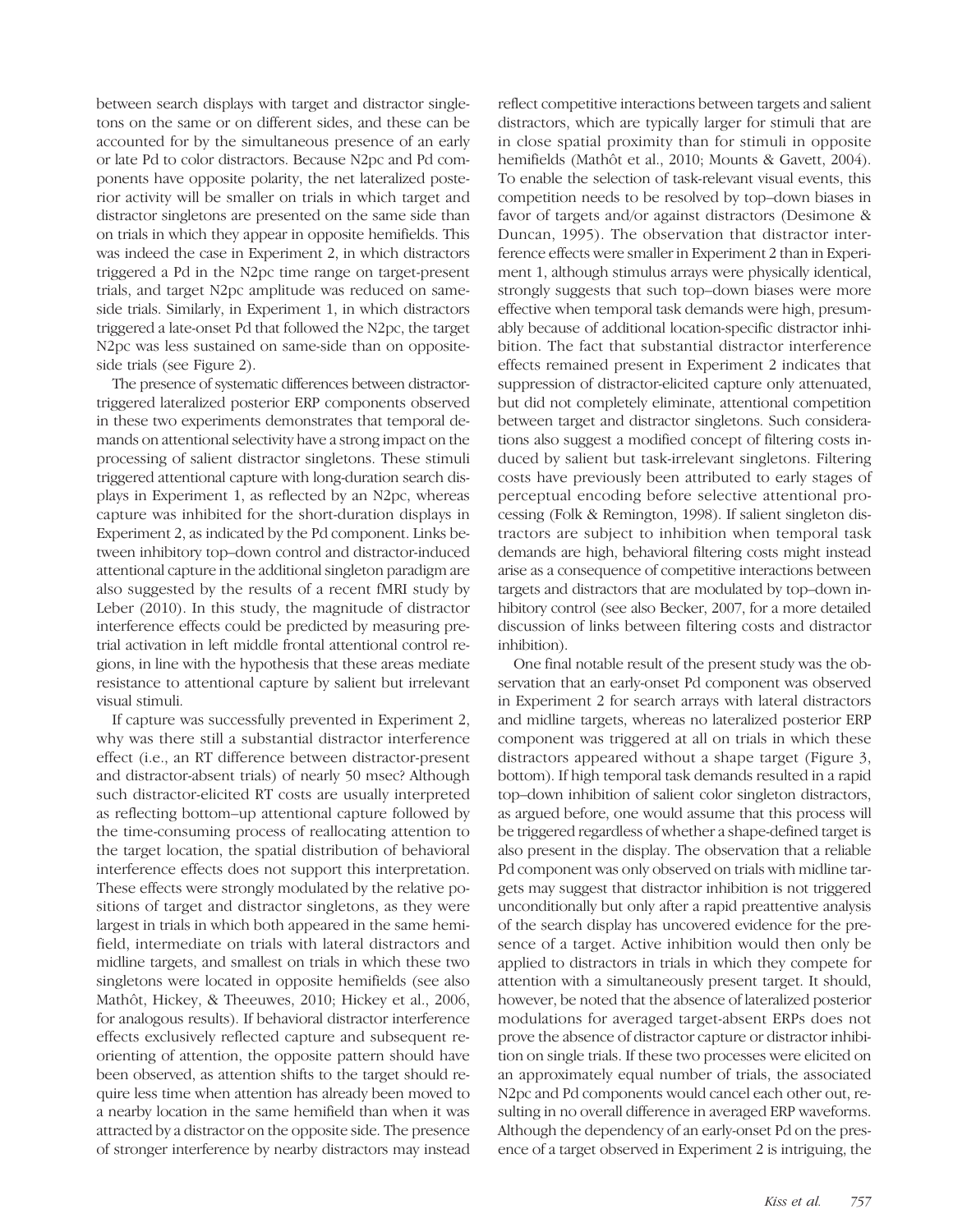between search displays with target and distractor singletons on the same or on different sides, and these can be accounted for by the simultaneous presence of an early or late Pd to color distractors. Because N2pc and Pd components have opposite polarity, the net lateralized posterior activity will be smaller on trials in which target and distractor singletons are presented on the same side than on trials in which they appear in opposite hemifields. This was indeed the case in Experiment 2, in which distractors triggered a Pd in the N2pc time range on target-present trials, and target N2pc amplitude was reduced on same-side trials. Similarly, in Experiment 1, in which distractors triggered a late-onset Pd that followed the N2pc, the target N2pc was less sustained on same-side than on opposite-side trials (see Figure 2).

The presence of systematic differences between distractor-triggered lateralized posterior ERP components observed in these two experiments demonstrates that temporal demands on attentional selectivity have a strong impact on the processing of salient distractor singletons. These stimuli triggered attentional capture with long-duration search displays in Experiment 1, as reflected by an N2pc, whereas capture was inhibited for the short-duration displays in Experiment 2, as indicated by the Pd component. Links between inhibitory top–down control and distractor-induced attentional capture in the additional singleton paradigm are also suggested by the results of a recent fMRI study by Leber (2010). In this study, the magnitude of distractor interference effects could be predicted by measuring pretrial activation in left middle frontal attentional control regions, in line with the hypothesis that these areas mediate resistance to attentional capture by salient but irrelevant visual stimuli.

If capture was successfully prevented in Experiment 2, why was there still a substantial distractor interference effect (i.e., an RT difference between distractor-present and distractor-absent trials) of nearly 50 msec? Although such distractor-elicited RT costs are usually interpreted as reflecting bottom–up attentional capture followed by the time-consuming process of reallocating attention to the target location, the spatial distribution of behavioral interference effects does not support this interpretation. These effects were strongly modulated by the relative positions of target and distractor singletons, as they were largest in trials in which both appeared in the same hemifield, intermediate on trials with lateral distractors and midline targets, and smallest on trials in which these two singletons were located in opposite hemifields (see also Mathôt, Hickey, & Theeuwes, 2010; Hickey et al., 2006, for analogous results). If behavioral distractor interference effects exclusively reflected capture and subsequent reorienting of attention, the opposite pattern should have been observed, as attention shifts to the target should require less time when attention has already been moved to a nearby location in the same hemifield than when it was attracted by a distractor on the opposite side. The presence of stronger interference by nearby distractors may instead reflect competitive interactions between targets and salient distractors, which are typically larger for stimuli that are in close spatial proximity than for stimuli in opposite hemifields (Mathôt et al., 2010; Mounts & Gavett, 2004). To enable the selection of task-relevant visual events, this competition needs to be resolved by top–down biases in favor of targets and/or against distractors (Desimone & Duncan, 1995). The observation that distractor interference effects were smaller in Experiment 2 than in Experiment 1, although stimulus arrays were physically identical, strongly suggests that such top–down biases were more effective when temporal task demands were high, presumably because of additional location-specific distractor inhibition. The fact that substantial distractor interference effects remained present in Experiment 2 indicates that suppression of distractor-elicited capture only attenuated, but did not completely eliminate, attentional competition between target and distractor singletons. Such considerations also suggest a modified concept of filtering costs induced by salient but task-irrelevant singletons. Filtering costs have previously been attributed to early stages of perceptual encoding before selective attentional processing (Folk & Remington, 1998). If salient singleton distractors are subject to inhibition when temporal task demands are high, behavioral filtering costs might instead arise as a consequence of competitive interactions between targets and distractors that are modulated by top–down inhibitory control (see also Becker, 2007, for a more detailed discussion of links between filtering costs and distractor inhibition).

One final notable result of the present study was the observation that an early-onset Pd component was observed in Experiment 2 for search arrays with lateral distractors and midline targets, whereas no lateralized posterior ERP component was triggered at all on trials in which these distractors appeared without a shape target (Figure 3, bottom). If high temporal task demands resulted in a rapid top–down inhibition of salient color singleton distractors, as argued before, one would assume that this process will be triggered regardless of whether a shape-defined target is also present in the display. The observation that a reliable Pd component was only observed on trials with midline targets may suggest that distractor inhibition is not triggered unconditionally but only after a rapid preattentive analysis of the search display has uncovered evidence for the presence of a target. Active inhibition would then only be applied to distractors in trials in which they compete for attention with a simultaneously present target. It should, however, be noted that the absence of lateralized posterior modulations for averaged target-absent ERPs does not prove the absence of distractor capture or distractor inhibition on single trials. If these two processes were elicited on an approximately equal number of trials, the associated N2pc and Pd components would cancel each other out, resulting in no overall difference in averaged ERP waveforms. Although the dependency of an early-onset Pd on the presence of a target observed in Experiment 2 is intriguing, the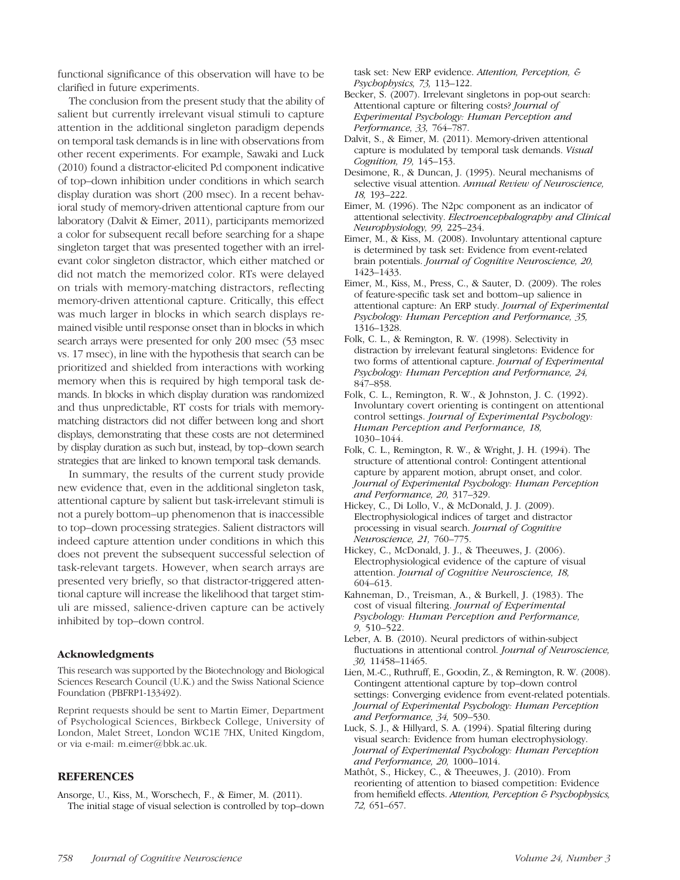functional significance of this observation will have to be clarified in future experiments.

The conclusion from the present study that the ability of salient but currently irrelevant visual stimuli to capture attention in the additional singleton paradigm depends on temporal task demands is in line with observations from other recent experiments. For example, Sawaki and Luck (2010) found a distractor-elicited Pd component indicative of top–down inhibition under conditions in which search display duration was short (200 msec). In a recent behavioral study of memory-driven attentional capture from our laboratory (Dalvit & Eimer, 2011), participants memorized a color for subsequent recall before searching for a shape singleton target that was presented together with an irrelevant color singleton distractor, which either matched or did not match the memorized color. RTs were delayed on trials with memory-matching distractors, reflecting memory-driven attentional capture. Critically, this effect was much larger in blocks in which search displays remained visible until response onset than in blocks in which search arrays were presented for only 200 msec (53 msec vs. 17 msec), in line with the hypothesis that search can be prioritized and shielded from interactions with working memory when this is required by high temporal task demands. In blocks in which display duration was randomized and thus unpredictable, RT costs for trials with memory-matching distractors did not differ between long and short displays, demonstrating that these costs are not determined by display duration as such but, instead, by top–down search strategies that are linked to known temporal task demands.

In summary, the results of the current study provide new evidence that, even in the additional singleton task, attentional capture by salient but task-irrelevant stimuli is not a purely bottom–up phenomenon that is inaccessible to top–down processing strategies. Salient distractors will indeed capture attention under conditions in which this does not prevent the subsequent successful selection of task-relevant targets. However, when search arrays are presented very briefly, so that distractor-triggered attentional capture will increase the likelihood that target stimuli are missed, salience-driven capture can be actively inhibited by top–down control.

### Acknowledgments

This research was supported by the Biotechnology and Biological Sciences Research Council (U.K.) and the Swiss National Science Foundation (PBFRP1-133492).

Reprint requests should be sent to Martin Eimer, Department of Psychological Sciences, Birkbeck College, University of London, Malet Street, London WC1E 7HX, United Kingdom, or via e-mail: m.eimer@bbk.ac.uk.

## REFERENCES

Ansorge, U., Kiss, M., Worschech, F., & Eimer, M. (2011). The initial stage of visual selection is controlled by top–down task set: New ERP evidence. *Attention, Perception, & Psychophysics, 73,* 113–122.

Becker, S. (2007). Irrelevant singletons in pop-out search: Attentional capture or filtering costs? *Journal of Experimental Psychology: Human Perception and Performance, 33,* 764–787.

Dalvit, S., & Eimer, M. (2011). Memory-driven attentional capture is modulated by temporal task demands. *Visual Cognition, 19,* 145–153.

Desimone, R., & Duncan, J. (1995). Neural mechanisms of selective visual attention. *Annual Review of Neuroscience, 18,* 193–222.

Eimer, M. (1996). The N2pc component as an indicator of attentional selectivity. *Electroencephalography and Clinical Neurophysiology, 99,* 225–234.

Eimer, M., & Kiss, M. (2008). Involuntary attentional capture is determined by task set: Evidence from event-related brain potentials. *Journal of Cognitive Neuroscience, 20,* 1423–1433.

Eimer, M., Kiss, M., Press, C., & Sauter, D. (2009). The roles of feature-specific task set and bottom–up salience in attentional capture: An ERP study. *Journal of Experimental Psychology: Human Perception and Performance, 35,* 1316–1328.

Folk, C. L., & Remington, R. W. (1998). Selectivity in distraction by irrelevant featural singletons: Evidence for two forms of attentional capture. *Journal of Experimental Psychology: Human Perception and Performance, 24,* 847–858.

Folk, C. L., Remington, R. W., & Johnston, J. C. (1992). Involuntary covert orienting is contingent on attentional control settings. *Journal of Experimental Psychology: Human Perception and Performance, 18,* 1030–1044.

Folk, C. L., Remington, R. W., & Wright, J. H. (1994). The structure of attentional control: Contingent attentional capture by apparent motion, abrupt onset, and color. *Journal of Experimental Psychology: Human Perception and Performance, 20,* 317–329.

Hickey, C., Di Lollo, V., & McDonald, J. J. (2009). Electrophysiological indices of target and distractor processing in visual search. *Journal of Cognitive Neuroscience, 21,* 760–775.

Hickey, C., McDonald, J. J., & Theeuwes, J. (2006). Electrophysiological evidence of the capture of visual attention. *Journal of Cognitive Neuroscience, 18,* 604–613.

Kahneman, D., Treisman, A., & Burkell, J. (1983). The cost of visual filtering. *Journal of Experimental Psychology: Human Perception and Performance, 9,* 510–522.

Leber, A. B. (2010). Neural predictors of within-subject fluctuations in attentional control. *Journal of Neuroscience, 30,* 11458–11465.

Lien, M.-C., Ruthruff, E., Goodin, Z., & Remington, R. W. (2008). Contingent attentional capture by top–down control settings: Converging evidence from event-related potentials. *Journal of Experimental Psychology: Human Perception and Performance, 34,* 509–530.

Luck, S. J., & Hillyard, S. A. (1994). Spatial filtering during visual search: Evidence from human electrophysiology. *Journal of Experimental Psychology: Human Perception and Performance, 20,* 1000–1014.

Mathôt, S., Hickey, C., & Theeuwes, J. (2010). From reorienting of attention to biased competition: Evidence from hemifield effects. *Attention, Perception & Psychophysics, 72,* 651–657.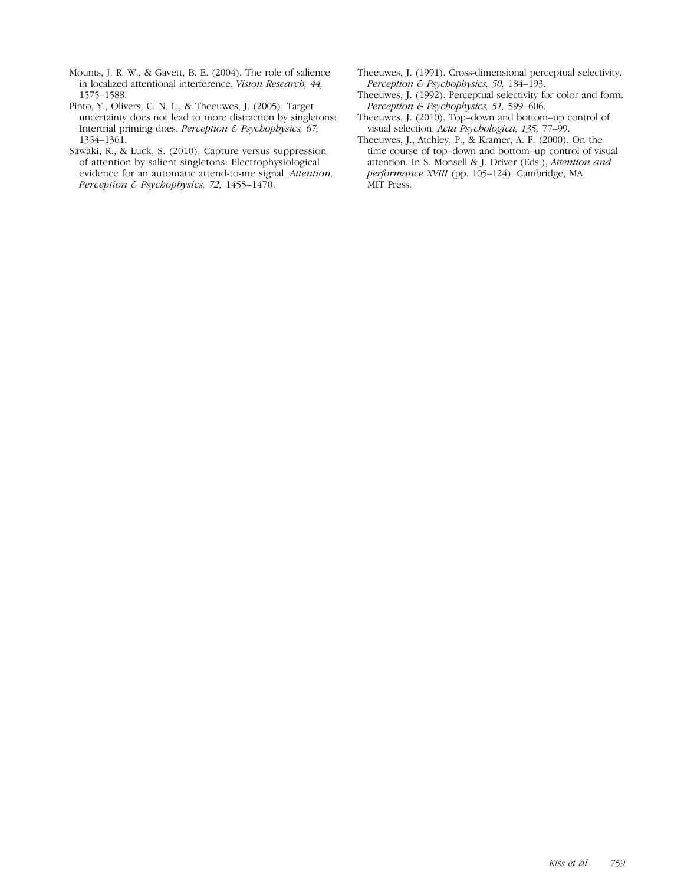Mounts, J. R. W., & Gavett, B. E. (2004). The role of salience in localized attentional interference. *Vision Research, 44,* 1575–1588.

Pinto, Y., Olivers, C. N. L., & Theeuwes, J. (2005). Target uncertainty does not lead to more distraction by singletons: Intertrial priming does. *Perception & Psychophysics, 67,* 1354–1361.

Sawaki, R., & Luck, S. (2010). Capture versus suppression of attention by salient singletons: Electrophysiological evidence for an automatic attend-to-me signal. *Attention, Perception & Psychophysics, 72,* 1455–1470.

Theeuwes, J. (1991). Cross-dimensional perceptual selectivity. *Perception & Psychophysics, 50,* 184–193.

Theeuwes, J. (1992). Perceptual selectivity for color and form. *Perception & Psychophysics, 51,* 599–606.

Theeuwes, J. (2010). Top–down and bottom–up control of visual selection. *Acta Psychologica, 135,* 77–99.

Theeuwes, J., Atchley, P., & Kramer, A. F. (2000). On the time course of top–down and bottom–up control of visual attention. In S. Monsell & J. Driver (Eds.), *Attention and performance XVIII* (pp. 105–124). Cambridge, MA: MIT Press.